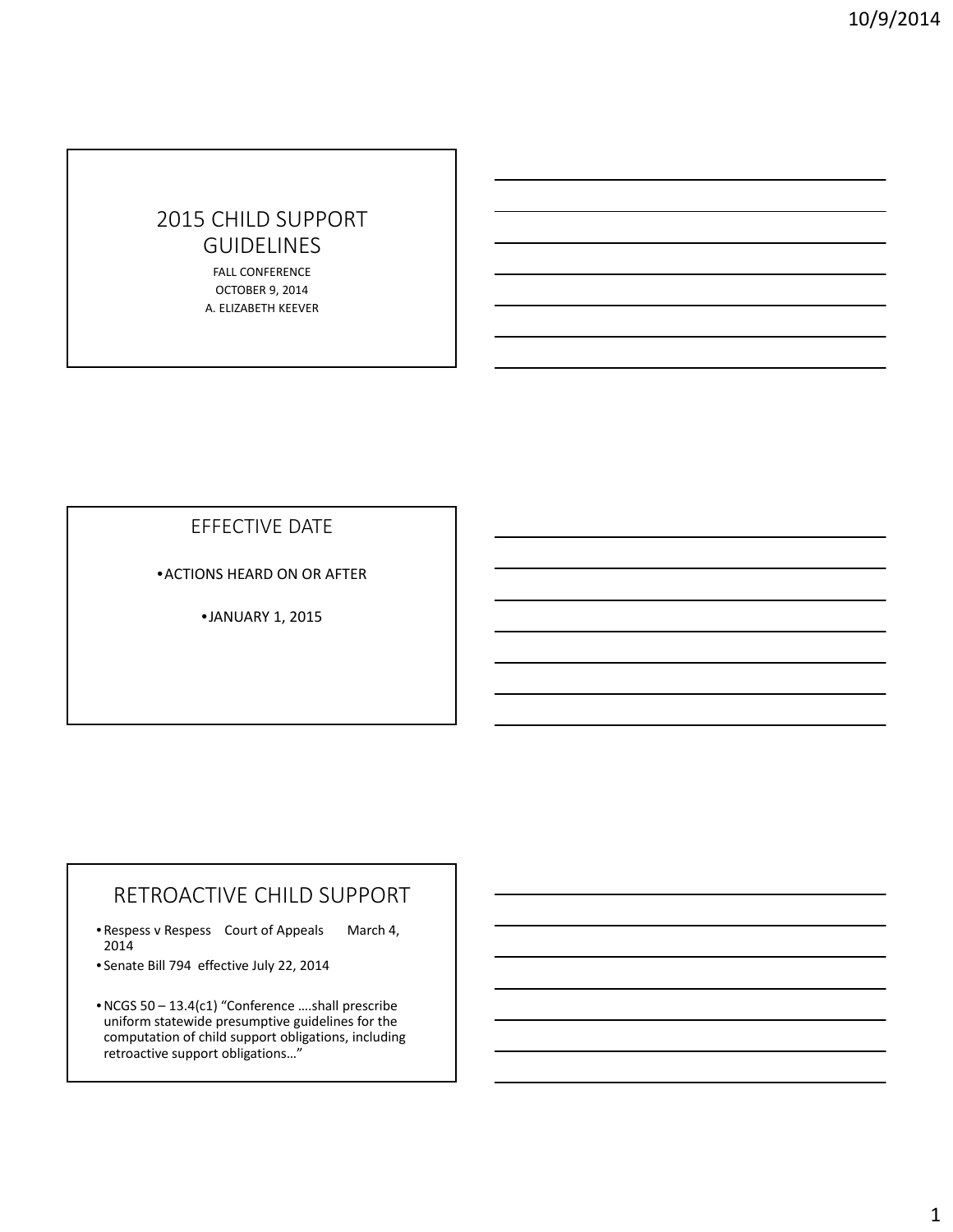# 2015 CHILD SUPPORT GUIDELINES

FALL CONFERENCE

OCTOBER 9, 2014

A. ELIZABETH KEEVER

## EFFECTIVE DATE

- ACTIONS HEARD ON OR AFTER
- JANUARY 1, 2015

## RETROACTIVE CHILD SUPPORT

- Respess v Respess Court of Appeals March 4, 2014
- Senate Bill 794 effective July 22, 2014
- NCGS 50 – 13.4(c1) "Conference ….shall prescribe uniform statewide presumptive guidelines for the computation of child support obligations, including retroactive support obligations…"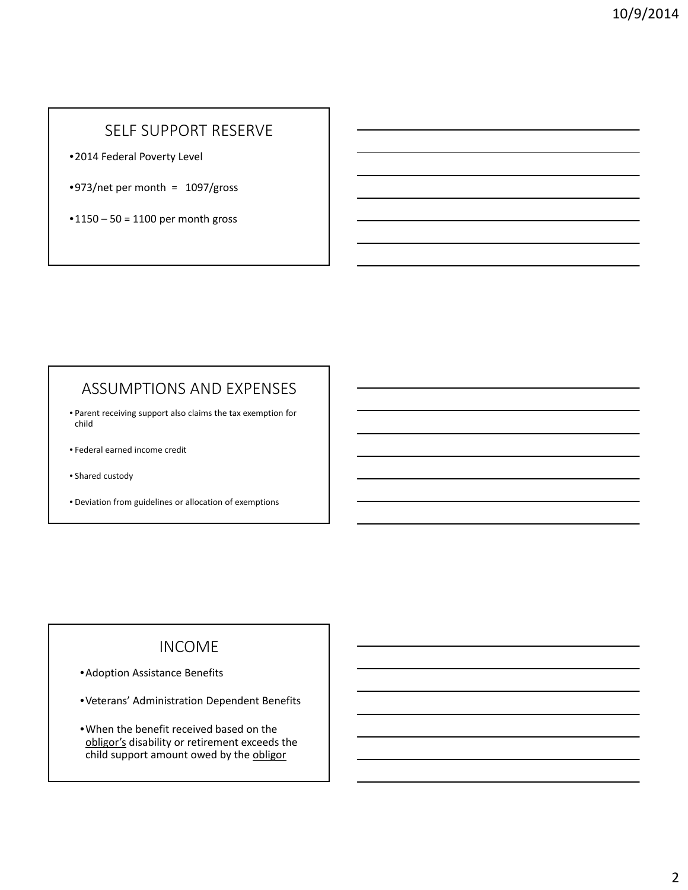## SELF SUPPORT RESERVE

- 2014 Federal Poverty Level
- 973/net per month = 1097/gross
- 1150 – 50 = 1100 per month gross

## ASSUMPTIONS AND EXPENSES

- Parent receiving support also claims the tax exemption for child
- Federal earned income credit
- Shared custody
- Deviation from guidelines or allocation of exemptions

## INCOME

- Adoption Assistance Benefits
- Veterans' Administration Dependent Benefits
- When the benefit received based on the <u>obligor's</u> disability or retirement exceeds the child support amount owed by the <u>obligor</u>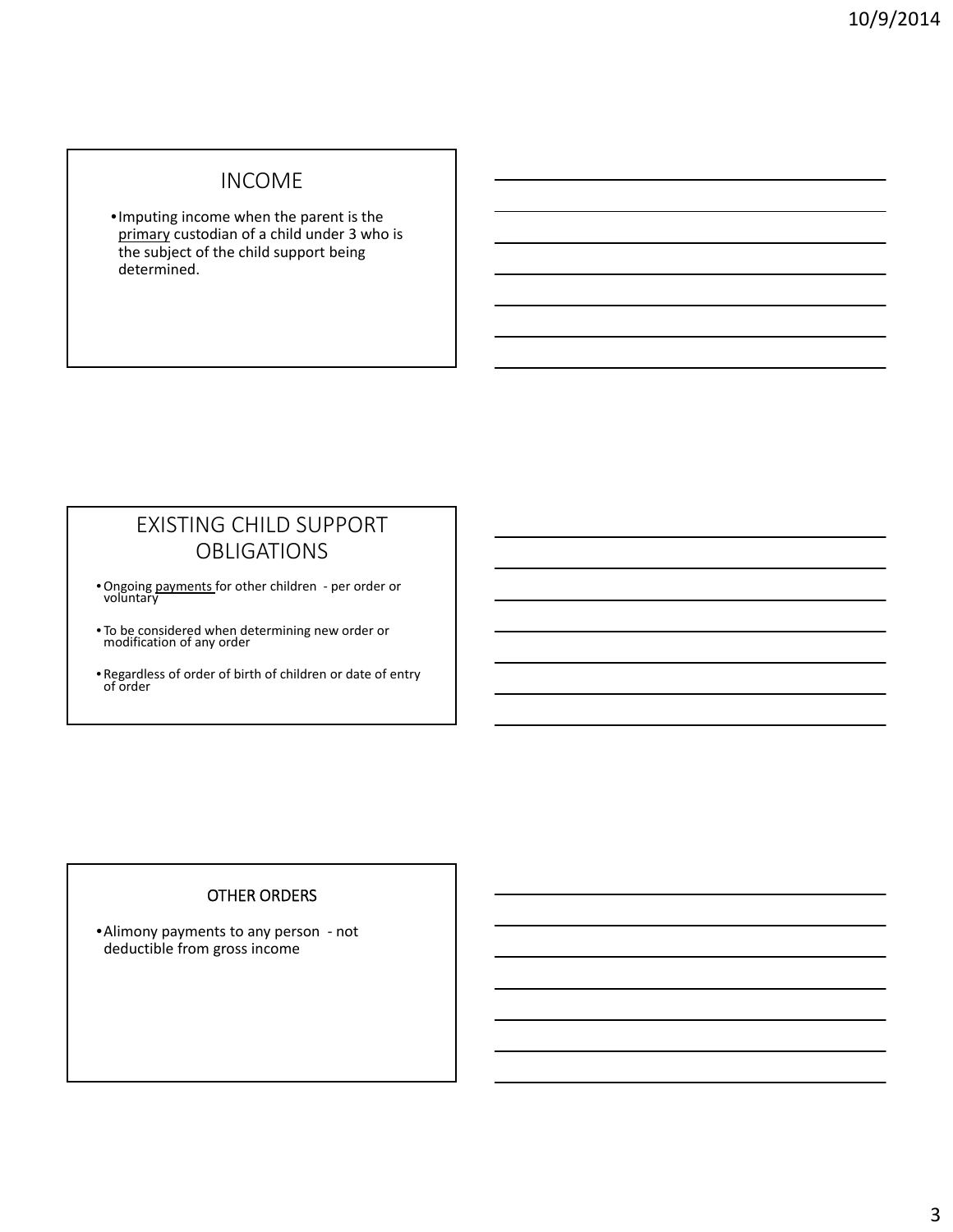## INCOME

- Imputing income when the parent is the <u>primary</u> custodian of a child under 3 who is the subject of the child support being determined.

## EXISTING CHILD SUPPORT OBLIGATIONS

- Ongoing <u>payments</u> for other children - per order or voluntary
- To be considered when determining new order or modification of any order
- Regardless of order of birth of children or date of entry of order

## OTHER ORDERS

- Alimony payments to any person - not deductible from gross income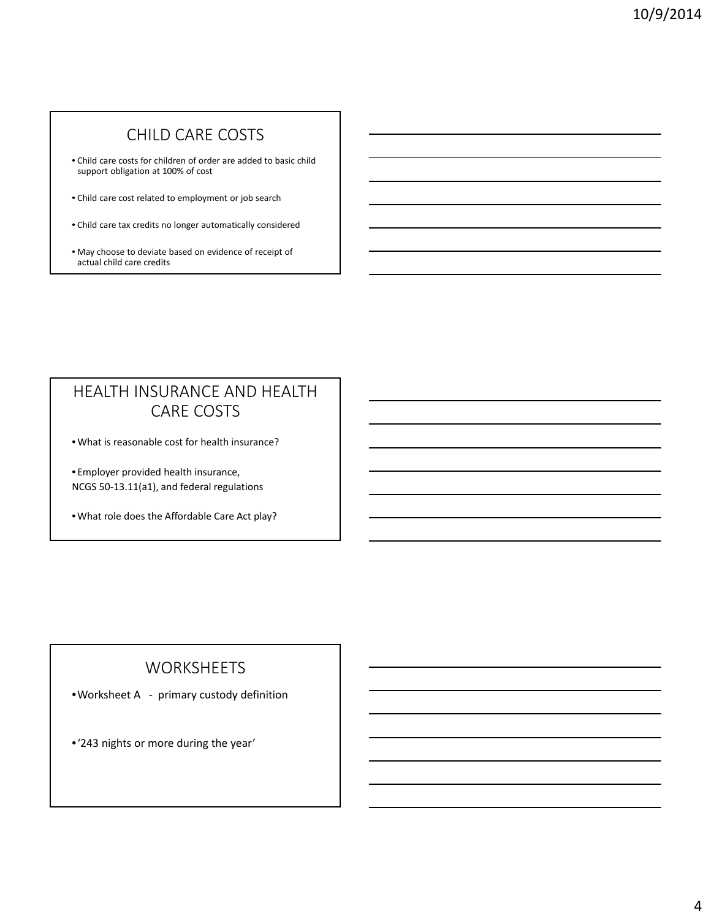## CHILD CARE COSTS

- Child care costs for children of order are added to basic child support obligation at 100% of cost
- Child care cost related to employment or job search
- Child care tax credits no longer automatically considered
- May choose to deviate based on evidence of receipt of actual child care credits

## HEALTH INSURANCE AND HEALTH CARE COSTS

- What is reasonable cost for health insurance?
- Employer provided health insurance, NCGS 50-13.11(a1), and federal regulations
- What role does the Affordable Care Act play?

## WORKSHEETS

- Worksheet A - primary custody definition
- '243 nights or more during the year'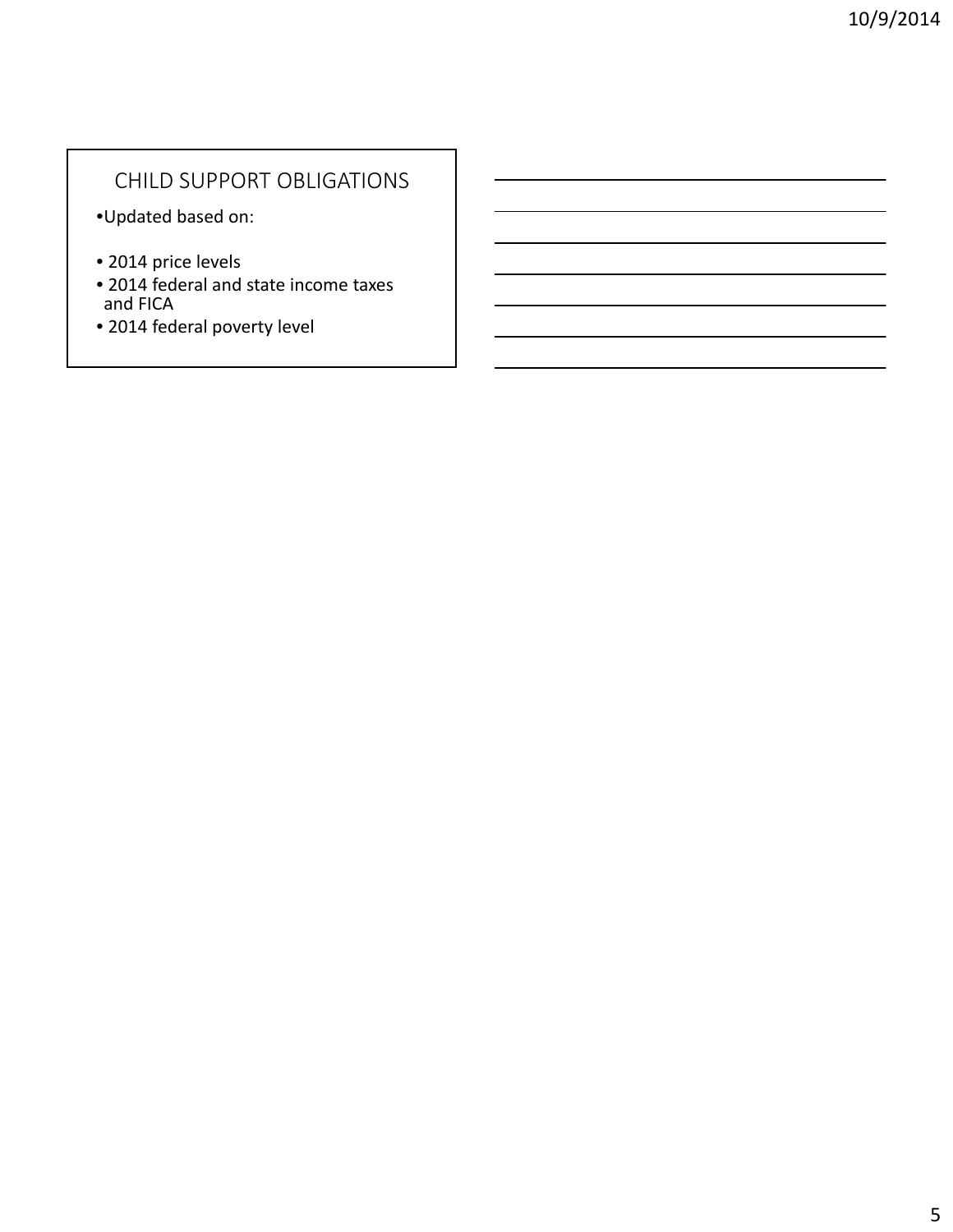## CHILD SUPPORT OBLIGATIONS

- Updated based on:

- 2014 price levels
- 2014 federal and state income taxes and FICA
- 2014 federal poverty level